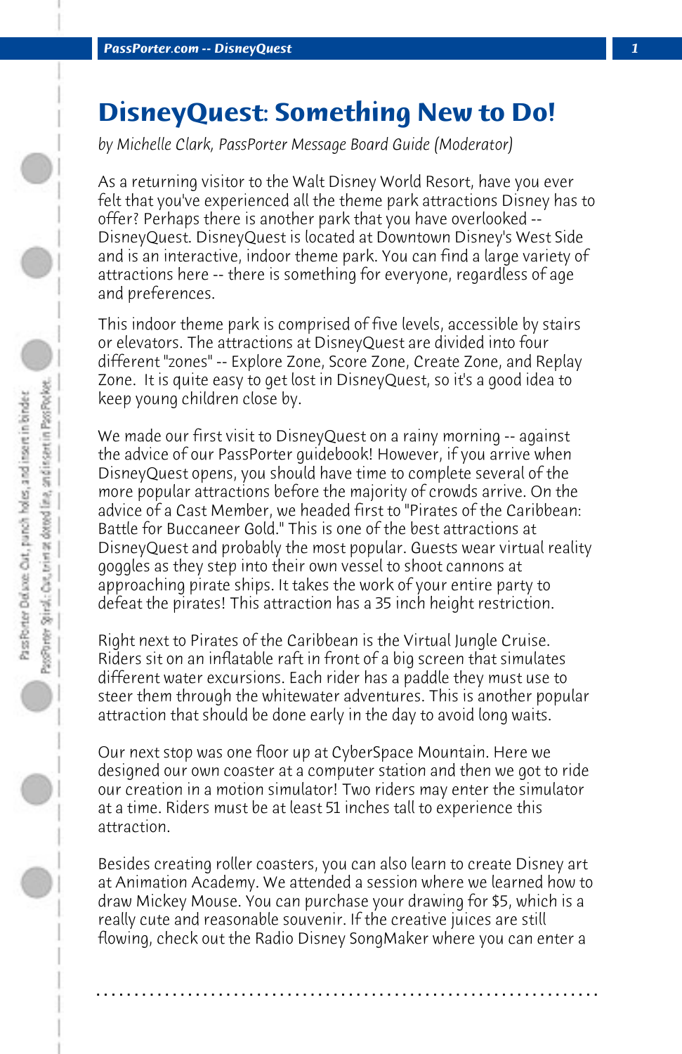# DisneyQuest: Something New to Do!

*by Michelle Clark, PassPorter Message Board Guide (Moderator)*

As a returning visitor to the Walt Disney World Resort, have you ever felt that you've experienced all the theme park attractions Disney has to offer? Perhaps there is another park that you have overlooked -- DisneyQuest. DisneyQuest is located at Downtown Disney's West Side and is an interactive, indoor theme park. You can find a large variety of attractions here -- there is something for everyone, regardless of age and preferences.

This indoor theme park is comprised of five levels, accessible by stairs or elevators. The attractions at DisneyQuest are divided into four different "zones" -- Explore Zone, Score Zone, Create Zone, and Replay Zone. It is quite easy to get lost in DisneyQuest, so it's a good idea to keep young children close by.

We made our first visit to DisneyQuest on a rainy morning -- against the advice of our PassPorter guidebook! However, if you arrive when DisneyQuest opens, you should have time to complete several of the more popular attractions before the majority of crowds arrive. On the advice of a Cast Member, we headed first to "Pirates of the Caribbean: Battle for Buccaneer Gold." This is one of the best attractions at DisneyQuest and probably the most popular. Guests wear virtual reality goggles as they step into their own vessel to shoot cannons at approaching pirate ships. It takes the work of your entire party to defeat the pirates! This attraction has a 35 inch height restriction.

Right next to Pirates of the Caribbean is the Virtual Jungle Cruise. Riders sit on an inflatable raft in front of a big screen that simulates different water excursions. Each rider has a paddle they must use to steer them through the whitewater adventures. This is another popular attraction that should be done early in the day to avoid long waits.

Our next stop was one floor up at CyberSpace Mountain. Here we designed our own coaster at a computer station and then we got to ride our creation in a motion simulator! Two riders may enter the simulator at a time. Riders must be at least 51 inches tall to experience this attraction.

Besides creating roller coasters, you can also learn to create Disney art at Animation Academy. We attended a session where we learned how to draw Mickey Mouse. You can purchase your drawing for $5, which is a really cute and reasonable souvenir. If the creative juices are still flowing, check out the Radio Disney SongMaker where you can enter a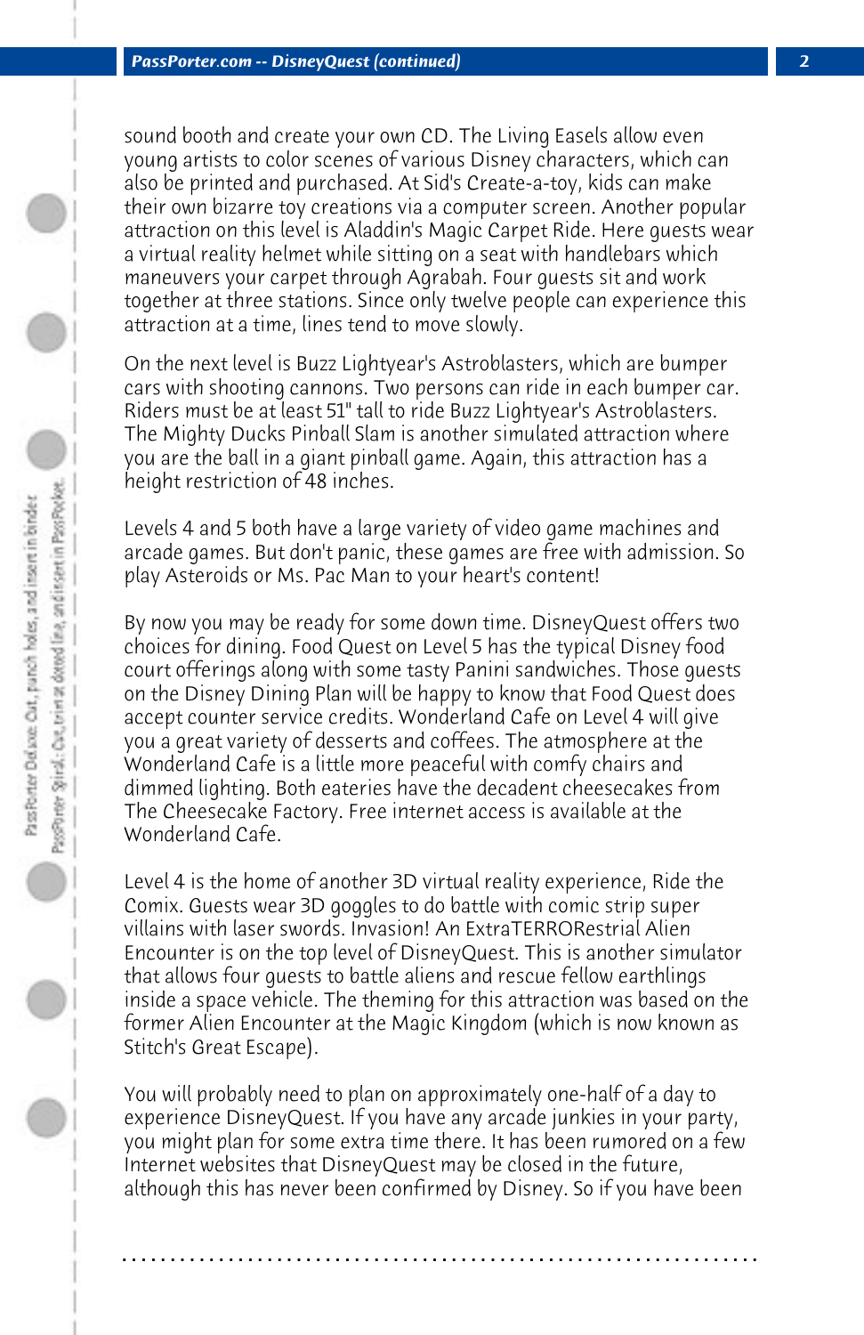sound booth and create your own CD. The Living Easels allow even young artists to color scenes of various Disney characters, which can also be printed and purchased. At Sid's Create-a-toy, kids can make their own bizarre toy creations via a computer screen. Another popular attraction on this level is Aladdin's Magic Carpet Ride. Here guests wear a virtual reality helmet while sitting on a seat with handlebars which maneuvers your carpet through Agrabah. Four guests sit and work together at three stations. Since only twelve people can experience this attraction at a time, lines tend to move slowly.

On the next level is Buzz Lightyear's Astroblasters, which are bumper cars with shooting cannons. Two persons can ride in each bumper car. Riders must be at least 51" tall to ride Buzz Lightyear's Astroblasters. The Mighty Ducks Pinball Slam is another simulated attraction where you are the ball in a giant pinball game. Again, this attraction has a height restriction of 48 inches.

Levels 4 and 5 both have a large variety of video game machines and arcade games. But don't panic, these games are free with admission. So play Asteroids or Ms. Pac Man to your heart's content!

By now you may be ready for some down time. DisneyQuest offers two choices for dining. Food Quest on Level 5 has the typical Disney food court offerings along with some tasty Panini sandwiches. Those guests on the Disney Dining Plan will be happy to know that Food Quest does accept counter service credits. Wonderland Cafe on Level 4 will give you a great variety of desserts and coffees. The atmosphere at the Wonderland Cafe is a little more peaceful with comfy chairs and dimmed lighting. Both eateries have the decadent cheesecakes from The Cheesecake Factory. Free internet access is available at the Wonderland Cafe.

Level 4 is the home of another 3D virtual reality experience, Ride the Comix. Guests wear 3D goggles to do battle with comic strip super villains with laser swords. Invasion! An ExtraTERRORestrial Alien Encounter is on the top level of DisneyQuest. This is another simulator that allows four guests to battle aliens and rescue fellow earthlings inside a space vehicle. The theming for this attraction was based on the former Alien Encounter at the Magic Kingdom (which is now known as Stitch's Great Escape).

You will probably need to plan on approximately one-half of a day to experience DisneyQuest. If you have any arcade junkies in your party, you might plan for some extra time there. It has been rumored on a few Internet websites that DisneyQuest may be closed in the future, although this has never been confirmed by Disney. So if you have been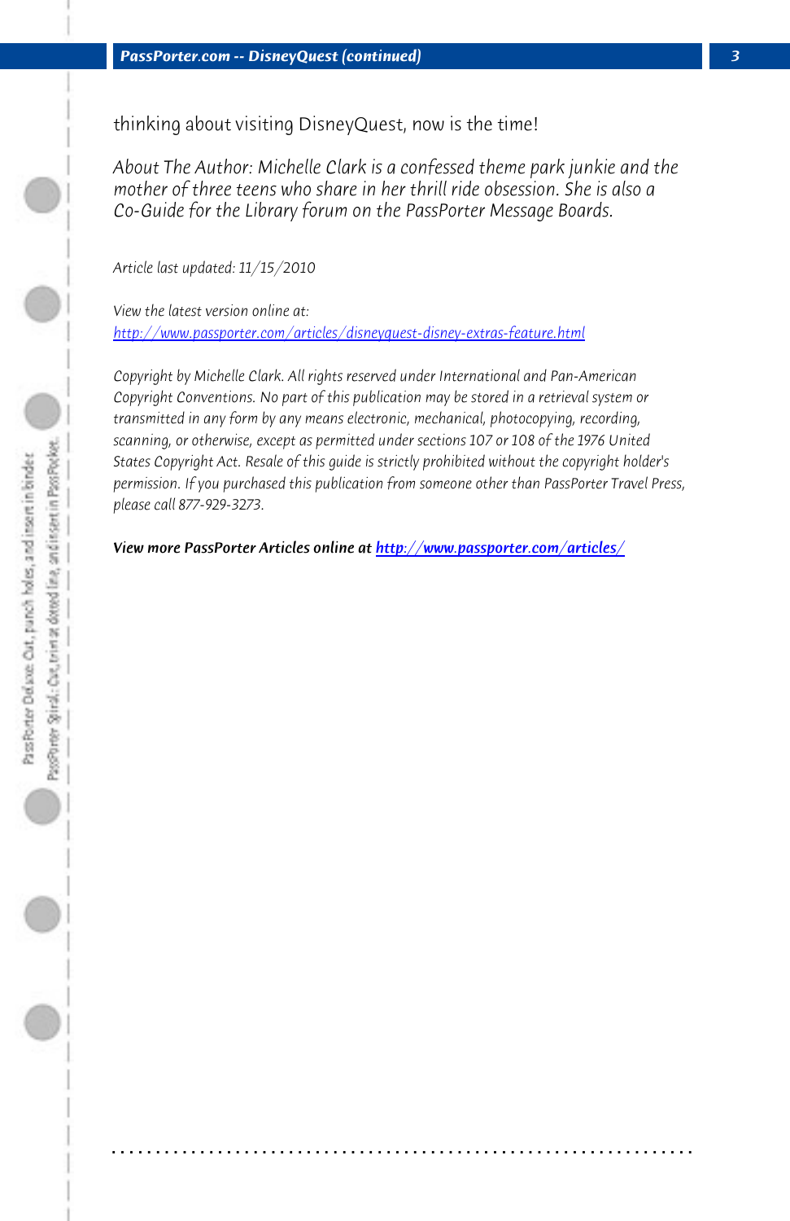thinking about visiting DisneyQuest, now is the time!

*About The Author: Michelle Clark is a confessed theme park junkie and the mother of three teens who share in her thrill ride obsession. She is also a Co-Guide for the Library forum on the PassPorter Message Boards.*

*Article last updated: 11/15/2010*

*View the latest version online at:*
*[http://www.passporter.com/articles/disneyquest-disney-extras-feature.html](http://www.passporter.com/articles/disneyquest-disney-extras-feature.html)*

*Copyright by Michelle Clark. All rights reserved under International and Pan-American Copyright Conventions. No part of this publication may be stored in a retrieval system or transmitted in any form by any means electronic, mechanical, photocopying, recording, scanning, or otherwise, except as permitted under sections 107 or 108 of the 1976 United States Copyright Act. Resale of this guide is strictly prohibited without the copyright holder's permission. If you purchased this publication from someone other than PassPorter Travel Press, please call 877-929-3273.*

**View more PassPorter Articles online at [http://www.passporter.com/articles/](http://www.passporter.com/articles/)**